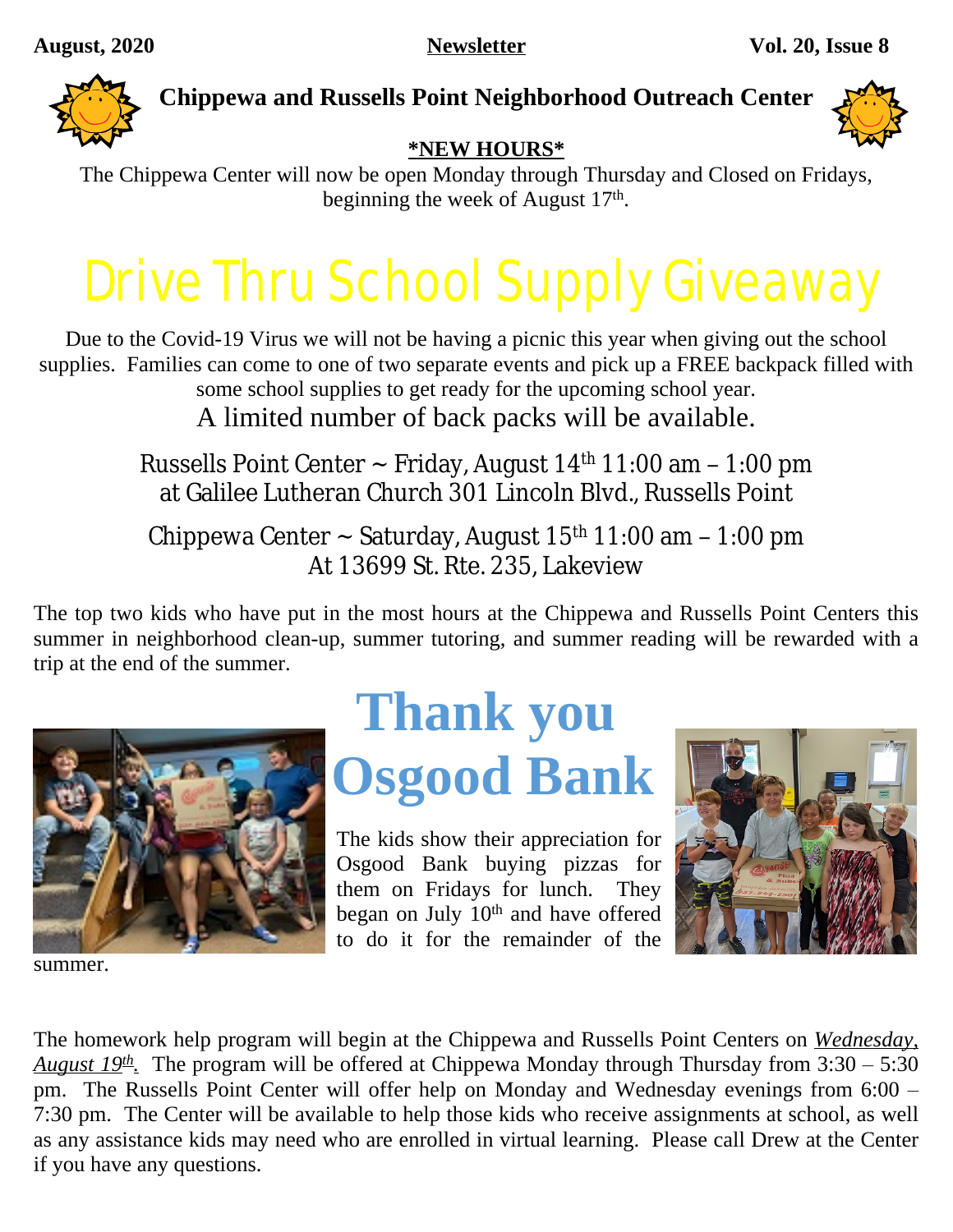August, 2020 **Newsletter** Vol. 20, Issue 8

# Chippewa and Russells Point Neighborhood Outreach Center

**\*NEW HOURS\***

The Chippewa Center will now be open Monday through Thursday and Closed on Fridays, beginning the week of August 17th.

# Drive Thru School Supply Giveaway

Due to the Covid-19 Virus we will not be having a picnic this year when giving out the school supplies. Families can come to one of two separate events and pick up a FREE backpack filled with some school supplies to get ready for the upcoming school year.

A limited number of back packs will be available.

Russells Point Center ~ Friday, August 14th 11:00 am – 1:00 pm
at Galilee Lutheran Church 301 Lincoln Blvd., Russells Point

Chippewa Center ~ Saturday, August 15th 11:00 am – 1:00 pm
At 13699 St. Rte. 235, Lakeview

The top two kids who have put in the most hours at the Chippewa and Russells Point Centers this summer in neighborhood clean-up, summer tutoring, and summer reading will be rewarded with a trip at the end of the summer.

# Thank you Osgood Bank

The kids show their appreciation for Osgood Bank buying pizzas for them on Fridays for lunch. They began on July 10th and have offered to do it for the remainder of the summer.

The homework help program will begin at the Chippewa and Russells Point Centers on ***Wednesday, August 19th***. The program will be offered at Chippewa Monday through Thursday from 3:30 – 5:30 pm. The Russells Point Center will offer help on Monday and Wednesday evenings from 6:00 – 7:30 pm. The Center will be available to help those kids who receive assignments at school, as well as any assistance kids may need who are enrolled in virtual learning. Please call Drew at the Center if you have any questions.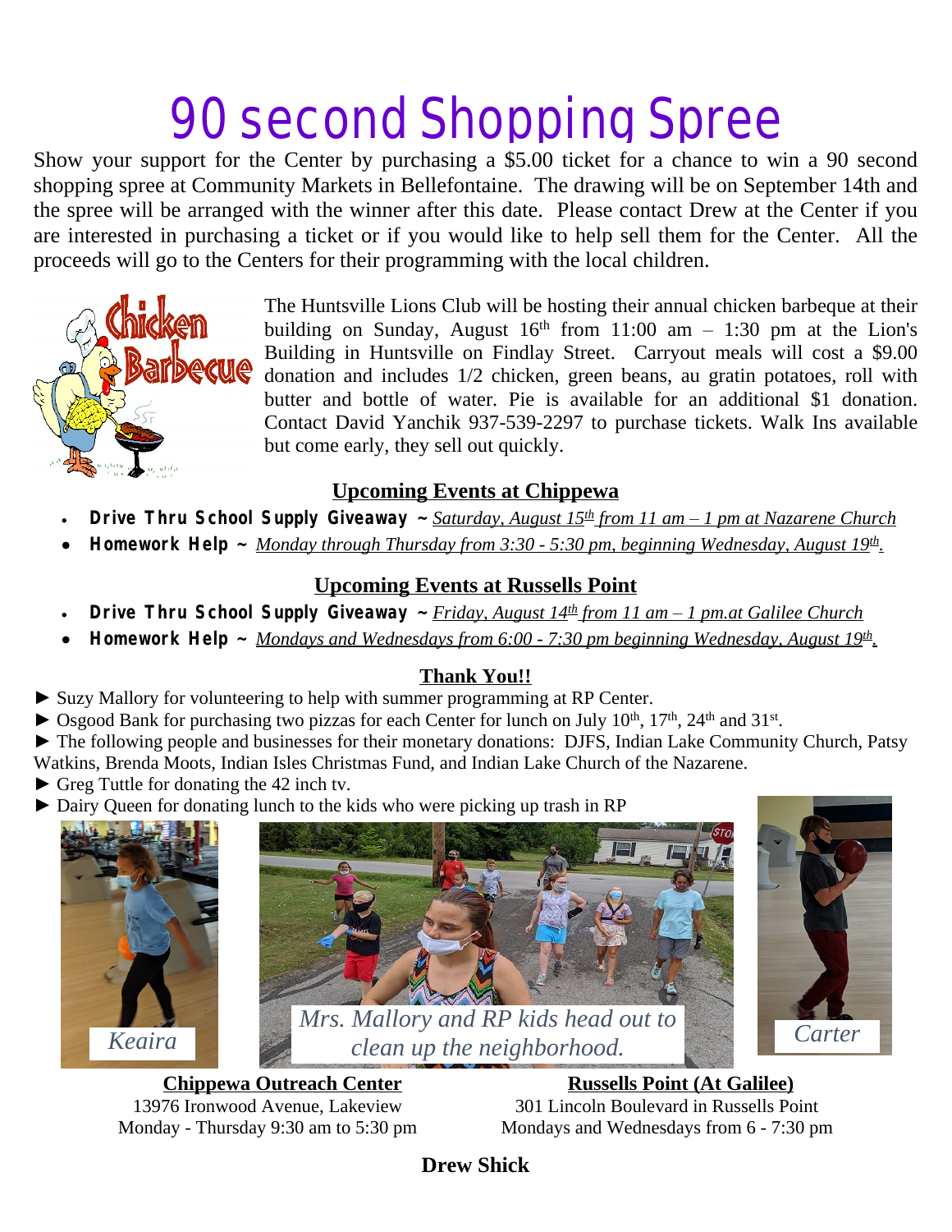# 90 second Shopping Spree

Show your support for the Center by purchasing a $5.00 ticket for a chance to win a 90 second shopping spree at Community Markets in Bellefontaine. The drawing will be on September 14th and the spree will be arranged with the winner after this date. Please contact Drew at the Center if you are interested in purchasing a ticket or if you would like to help sell them for the Center. All the proceeds will go to the Centers for their programming with the local children.

The Huntsville Lions Club will be hosting their annual chicken barbeque at their building on Sunday, August 16th from 11:00 am – 1:30 pm at the Lion's Building in Huntsville on Findlay Street. Carryout meals will cost a $9.00 donation and includes 1/2 chicken, green beans, au gratin potatoes, roll with butter and bottle of water. Pie is available for an additional $1 donation. Contact David Yanchik 937-539-2297 to purchase tickets. Walk Ins available but come early, they sell out quickly.

## Upcoming Events at Chippewa

- **Drive Thru School Supply Giveaway ~** *Saturday, August 15th from 11 am – 1 pm at Nazarene Church*
- **Homework Help ~** *Monday through Thursday from 3:30 - 5:30 pm, beginning Wednesday, August 19th.*

## Upcoming Events at Russells Point

- **Drive Thru School Supply Giveaway ~** *Friday, August 14th from 11 am – 1 pm.at Galilee Church*
- **Homework Help ~** *Mondays and Wednesdays from 6:00 - 7:30 pm beginning Wednesday, August 19th.*

## Thank You!!

► Suzy Mallory for volunteering to help with summer programming at RP Center.
► Osgood Bank for purchasing two pizzas for each Center for lunch on July 10th, 17th, 24th and 31st.
► The following people and businesses for their monetary donations: DJFS, Indian Lake Community Church, Patsy Watkins, Brenda Moots, Indian Isles Christmas Fund, and Indian Lake Church of the Nazarene.
► Greg Tuttle for donating the 42 inch tv.
► Dairy Queen for donating lunch to the kids who were picking up trash in RP

*Keaira*

*Mrs. Mallory and RP kids head out to clean up the neighborhood.*

*Carter*

**Chippewa Outreach Center**
13976 Ironwood Avenue, Lakeview
Monday - Thursday 9:30 am to 5:30 pm

**Russells Point (At Galilee)**
301 Lincoln Boulevard in Russells Point
Mondays and Wednesdays from 6 - 7:30 pm

**Drew Shick**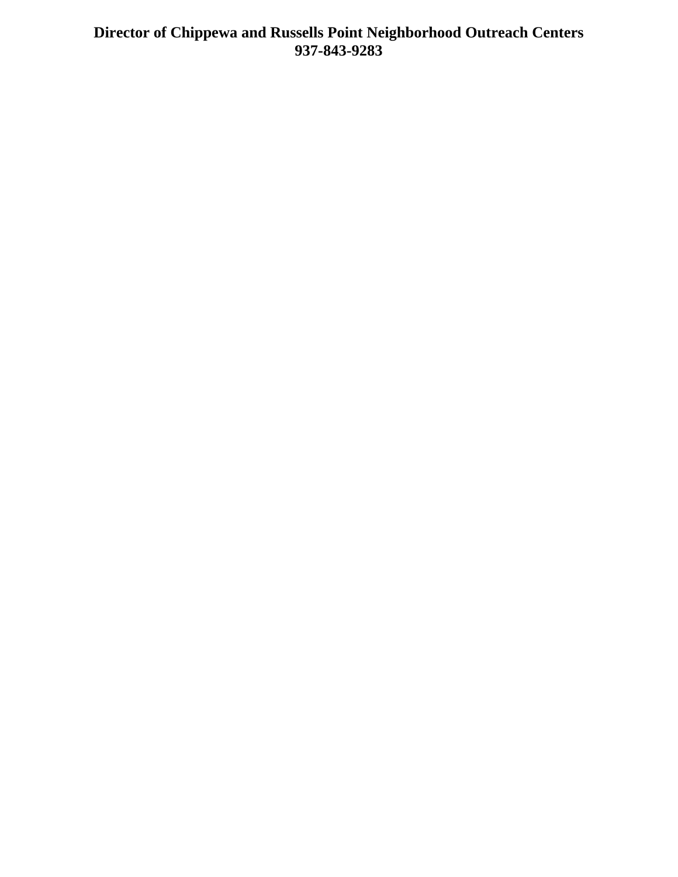**Director of Chippewa and Russells Point Neighborhood Outreach Centers**
**937-843-9283**